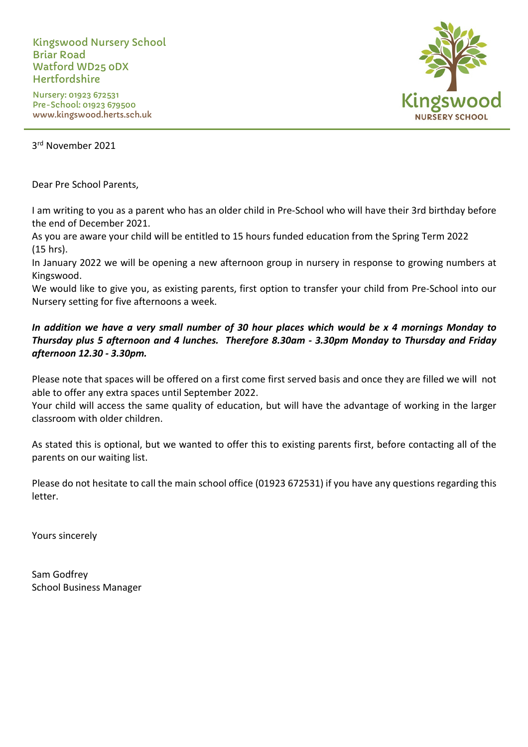Kingswood Nursery School
Briar Road
Watford WD25 0DX
Hertfordshire

Nursery: 01923 672531
Pre-School: 01923 679500
www.kingswood.herts.sch.uk

Kingswood
NURSERY SCHOOL

3rd November 2021

Dear Pre School Parents,

I am writing to you as a parent who has an older child in Pre-School who will have their 3rd birthday before the end of December 2021.
As you are aware your child will be entitled to 15 hours funded education from the Spring Term 2022 (15 hrs).
In January 2022 we will be opening a new afternoon group in nursery in response to growing numbers at Kingswood.
We would like to give you, as existing parents, first option to transfer your child from Pre-School into our Nursery setting for five afternoons a week.

***In addition we have a very small number of 30 hour places which would be x 4 mornings Monday to Thursday plus 5 afternoon and 4 lunches. Therefore 8.30am - 3.30pm Monday to Thursday and Friday afternoon 12.30 - 3.30pm.***

Please note that spaces will be offered on a first come first served basis and once they are filled we will not able to offer any extra spaces until September 2022.
Your child will access the same quality of education, but will have the advantage of working in the larger classroom with older children.

As stated this is optional, but we wanted to offer this to existing parents first, before contacting all of the parents on our waiting list.

Please do not hesitate to call the main school office (01923 672531) if you have any questions regarding this letter.

Yours sincerely

Sam Godfrey
School Business Manager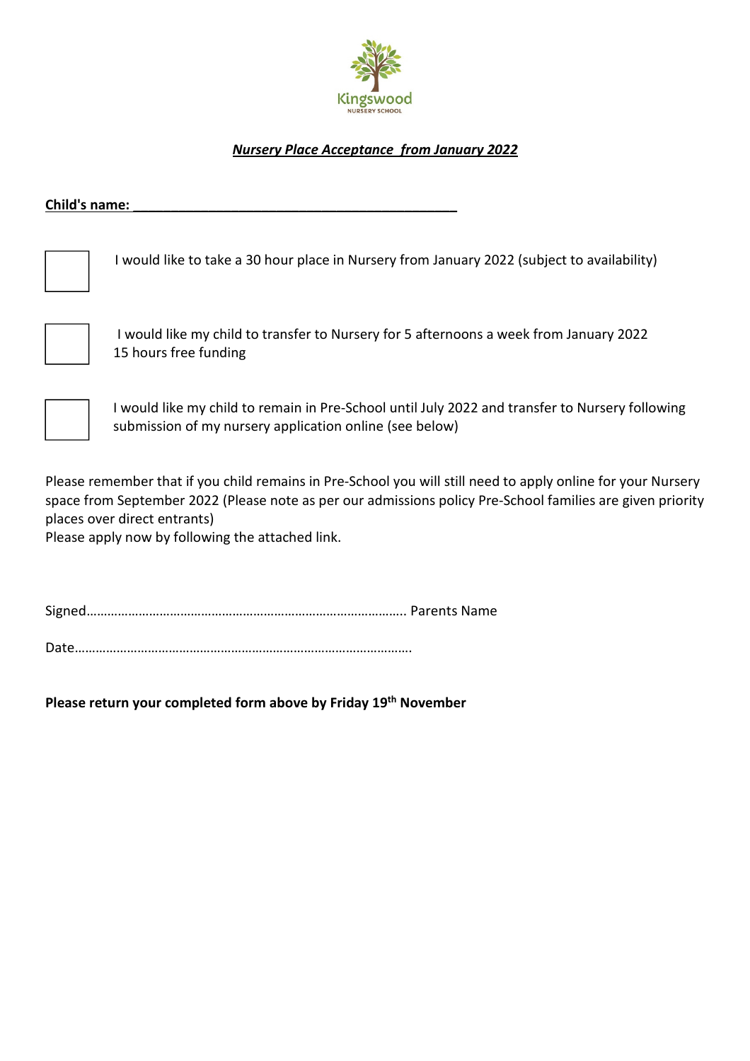Kingswood

NURSERY SCHOOL

***Nursery Place Acceptance from January 2022***

**Child's name: \_\_\_\_\_\_\_\_\_\_\_\_\_\_\_\_\_\_\_\_\_\_\_\_\_\_\_\_\_\_\_\_\_\_\_\_\_\_\_\_\_\_\_\_\_**

☐ I would like to take a 30 hour place in Nursery from January 2022 (subject to availability)

☐ I would like my child to transfer to Nursery for 5 afternoons a week from January 2022
15 hours free funding

☐ I would like my child to remain in Pre-School until July 2022 and transfer to Nursery following submission of my nursery application online (see below)

Please remember that if you child remains in Pre-School you will still need to apply online for your Nursery space from September 2022 (Please note as per our admissions policy Pre-School families are given priority places over direct entrants)
Please apply now by following the attached link.

Signed……………………………………………………………………………….. Parents Name

Date…………………………………………………………………………………….

**Please return your completed form above by Friday 19th November**